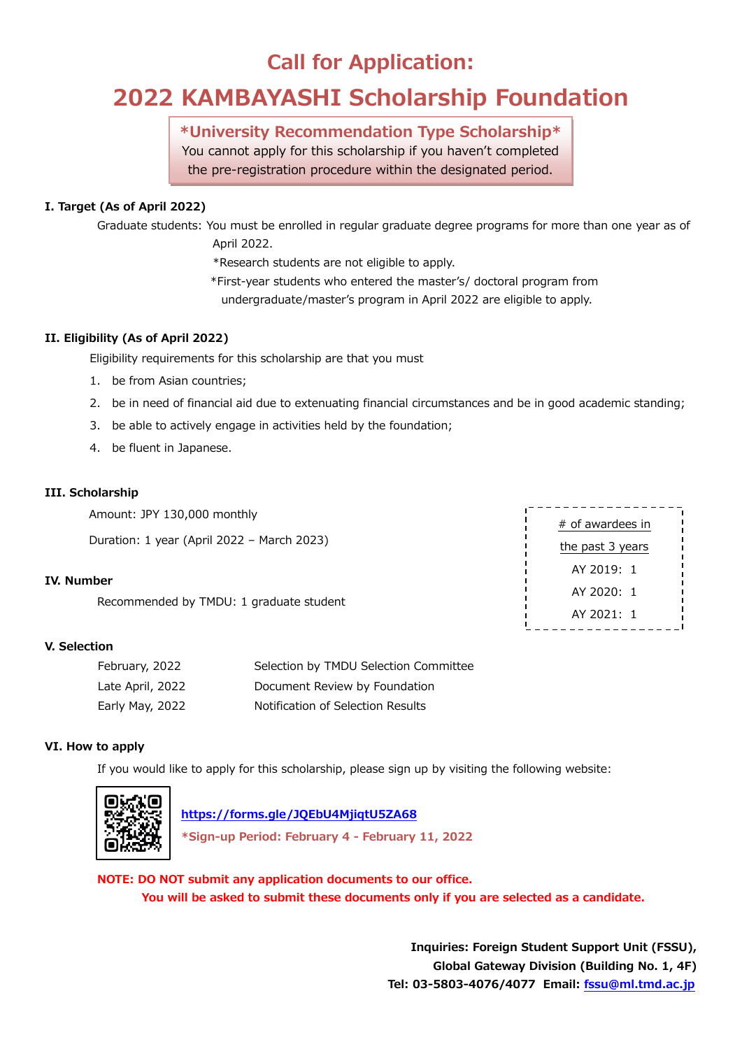# Call for Application:

# 2022 KAMBAYASHI Scholarship Foundation

**\*University Recommendation Type Scholarship\***

You cannot apply for this scholarship if you haven't completed the pre-registration procedure within the designated period.

### I. Target (As of April 2022)

Graduate students: You must be enrolled in regular graduate degree programs for more than one year as of April 2022.

*Research students are not eligible to apply.

*First-year students who entered the master's/ doctoral program from undergraduate/master's program in April 2022 are eligible to apply.

### II. Eligibility (As of April 2022)

Eligibility requirements for this scholarship are that you must

1. be from Asian countries;
2. be in need of financial aid due to extenuating financial circumstances and be in good academic standing;
3. be able to actively engage in activities held by the foundation;
4. be fluent in Japanese.

### III. Scholarship

Amount: JPY 130,000 monthly

Duration: 1 year (April 2022 – March 2023)

### IV. Number

Recommended by TMDU: 1 graduate student

| # of awardees in the past 3 years |
|---|
| AY 2019: 1 |
| AY 2020: 1 |
| AY 2021: 1 |

### V. Selection

| | |
|---|---|
| February, 2022 | Selection by TMDU Selection Committee |
| Late April, 2022 | Document Review by Foundation |
| Early May, 2022 | Notification of Selection Results |

### VI. How to apply

If you would like to apply for this scholarship, please sign up by visiting the following website:

https://forms.gle/JQEbU4MjiqtU5ZA68

**\*Sign-up Period: February 4 - February 11, 2022**

**NOTE: DO NOT submit any application documents to our office.**
**You will be asked to submit these documents only if you are selected as a candidate.**

**Inquiries: Foreign Student Support Unit (FSSU),**
**Global Gateway Division (Building No. 1, 4F)**
**Tel: 03-5803-4076/4077 Email: fssu@ml.tmd.ac.jp**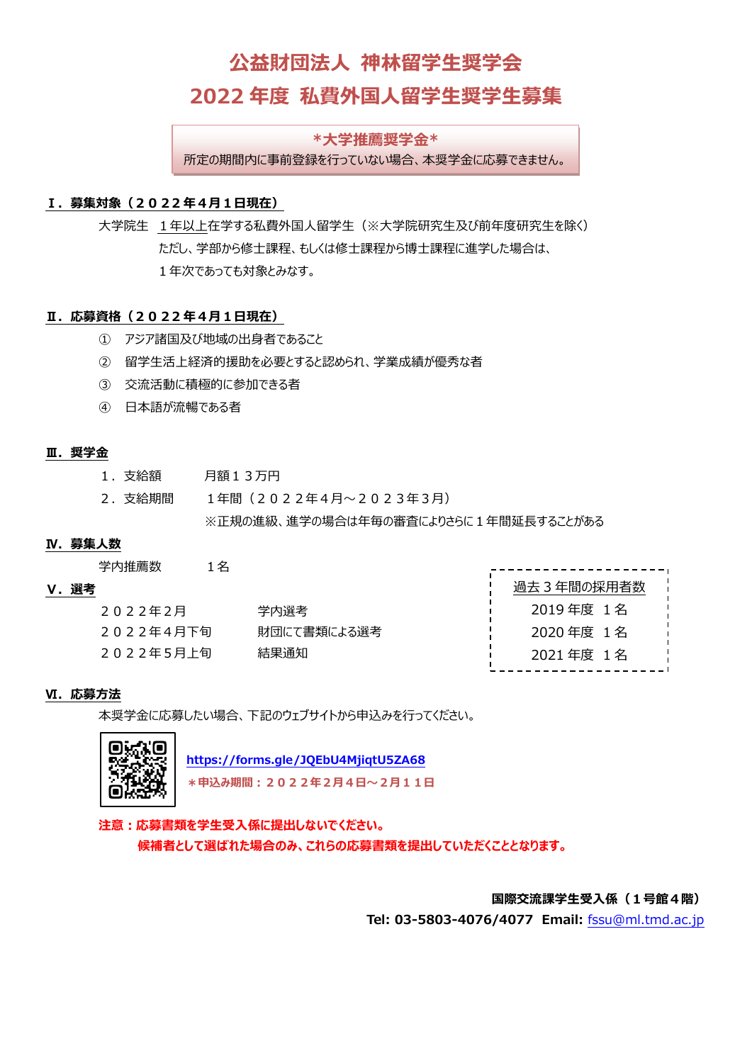# 公益財団法人 神林留学生奨学会

# 2022 年度 私費外国人留学生奨学生募集

**＊大学推薦奨学金＊**

所定の期間内に事前登録を行っていない場合、本奨学金に応募できません。

## Ⅰ．募集対象（２０２２年４月１日現在）

大学院生 １年以上在学する私費外国人留学生（※大学院研究生及び前年度研究生を除く）
ただし、学部から修士課程、もしくは修士課程から博士課程に進学した場合は、
１年次であっても対象とみなす。

## Ⅱ．応募資格（２０２２年４月１日現在）

① アジア諸国及び地域の出身者であること

② 留学生活上経済的援助を必要とすると認められ、学業成績が優秀な者

③ 交流活動に積極的に参加できる者

④ 日本語が流暢である者

## Ⅲ．奨学金

１．支給額 月額１３万円

２．支給期間 １年間（２０２２年４月～２０２３年３月）
※正規の進級、進学の場合は年毎の審査によりさらに１年間延長することがある

## Ⅳ．募集人数

学内推薦数 １名

## Ⅴ．選考

| | |
|---|---|
| ２０２２年２月 | 学内選考 |
| ２０２２年４月下旬 | 財団にて書類による選考 |
| ２０２２年５月上旬 | 結果通知 |

過去３年間の採用者数
2019 年度 １名
2020 年度 １名
2021 年度 １名

## Ⅵ．応募方法

本奨学金に応募したい場合、下記のウェブサイトから申込みを行ってください。

**https://forms.gle/JQEbU4MjiqtU5ZA68**

**＊申込み期間：２０２２年２月４日～２月１１日**

**注意：応募書類を学生受入係に提出しないでください。**
**候補者として選ばれた場合のみ、これらの応募書類を提出していただくこととなります。**

**国際交流課学生受入係（１号館４階）**
**Tel: 03-5803-4076/4077 Email:** fssu@ml.tmd.ac.jp